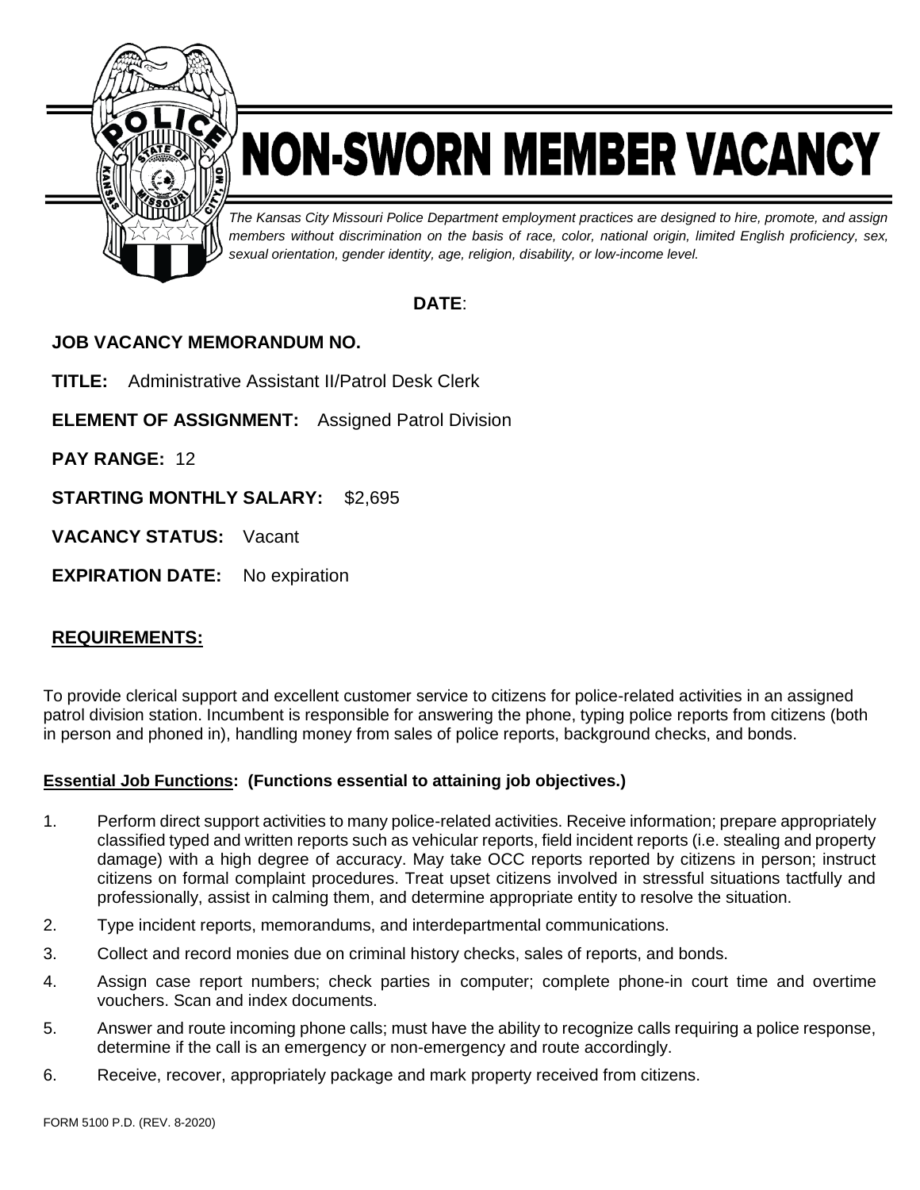# NON-SWORN MEMBER VACANCY

*The Kansas City Missouri Police Department employment practices are designed to hire, promote, and assign members without discrimination on the basis of race, color, national origin, limited English proficiency, sex, sexual orientation, gender identity, age, religion, disability, or low-income level.*

**DATE**:

**JOB VACANCY MEMORANDUM NO.**

**TITLE:** Administrative Assistant II/Patrol Desk Clerk

**ELEMENT OF ASSIGNMENT:** Assigned Patrol Division

**PAY RANGE:** 12

**STARTING MONTHLY SALARY:** $2,695

**VACANCY STATUS:** Vacant

**EXPIRATION DATE:** No expiration

## REQUIREMENTS:

To provide clerical support and excellent customer service to citizens for police-related activities in an assigned patrol division station. Incumbent is responsible for answering the phone, typing police reports from citizens (both in person and phoned in), handling money from sales of police reports, background checks, and bonds.

**Essential Job Functions: (Functions essential to attaining job objectives.)**

1. Perform direct support activities to many police-related activities. Receive information; prepare appropriately classified typed and written reports such as vehicular reports, field incident reports (i.e. stealing and property damage) with a high degree of accuracy. May take OCC reports reported by citizens in person; instruct citizens on formal complaint procedures. Treat upset citizens involved in stressful situations tactfully and professionally, assist in calming them, and determine appropriate entity to resolve the situation.
2. Type incident reports, memorandums, and interdepartmental communications.
3. Collect and record monies due on criminal history checks, sales of reports, and bonds.
4. Assign case report numbers; check parties in computer; complete phone-in court time and overtime vouchers. Scan and index documents.
5. Answer and route incoming phone calls; must have the ability to recognize calls requiring a police response, determine if the call is an emergency or non-emergency and route accordingly.
6. Receive, recover, appropriately package and mark property received from citizens.

FORM 5100 P.D. (REV. 8-2020)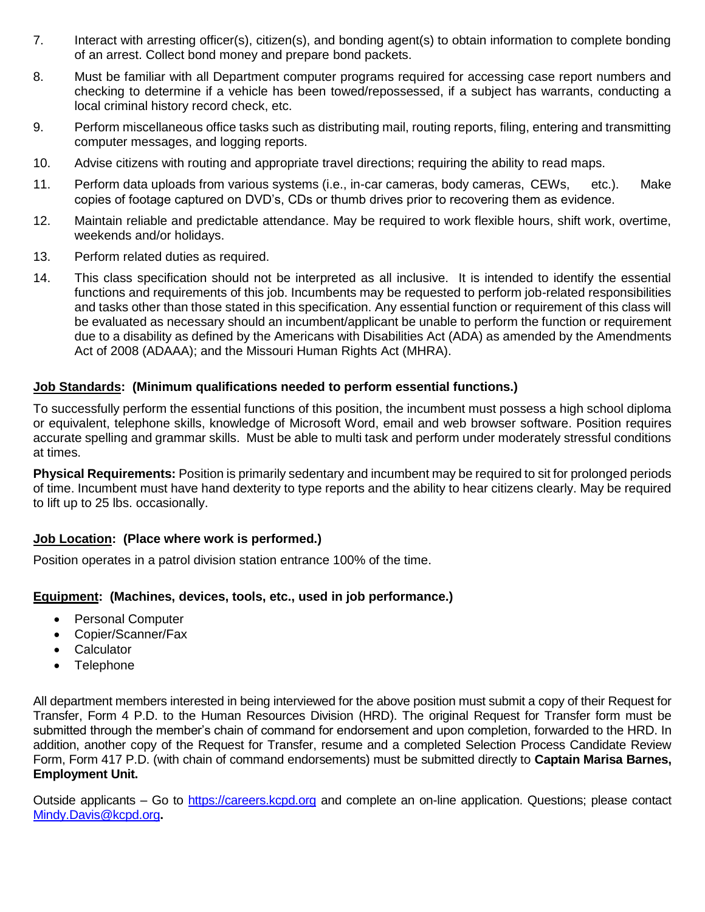7. Interact with arresting officer(s), citizen(s), and bonding agent(s) to obtain information to complete bonding of an arrest. Collect bond money and prepare bond packets.
8. Must be familiar with all Department computer programs required for accessing case report numbers and checking to determine if a vehicle has been towed/repossessed, if a subject has warrants, conducting a local criminal history record check, etc.
9. Perform miscellaneous office tasks such as distributing mail, routing reports, filing, entering and transmitting computer messages, and logging reports.
10. Advise citizens with routing and appropriate travel directions; requiring the ability to read maps.
11. Perform data uploads from various systems (i.e., in-car cameras, body cameras, CEWs, etc.). Make copies of footage captured on DVD's, CDs or thumb drives prior to recovering them as evidence.
12. Maintain reliable and predictable attendance. May be required to work flexible hours, shift work, overtime, weekends and/or holidays.
13. Perform related duties as required.
14. This class specification should not be interpreted as all inclusive. It is intended to identify the essential functions and requirements of this job. Incumbents may be requested to perform job-related responsibilities and tasks other than those stated in this specification. Any essential function or requirement of this class will be evaluated as necessary should an incumbent/applicant be unable to perform the function or requirement due to a disability as defined by the Americans with Disabilities Act (ADA) as amended by the Amendments Act of 2008 (ADAAA); and the Missouri Human Rights Act (MHRA).

**Job Standards: (Minimum qualifications needed to perform essential functions.)**

To successfully perform the essential functions of this position, the incumbent must possess a high school diploma or equivalent, telephone skills, knowledge of Microsoft Word, email and web browser software. Position requires accurate spelling and grammar skills. Must be able to multi task and perform under moderately stressful conditions at times.

**Physical Requirements:** Position is primarily sedentary and incumbent may be required to sit for prolonged periods of time. Incumbent must have hand dexterity to type reports and the ability to hear citizens clearly. May be required to lift up to 25 lbs. occasionally.

**Job Location: (Place where work is performed.)**

Position operates in a patrol division station entrance 100% of the time.

**Equipment: (Machines, devices, tools, etc., used in job performance.)**

- Personal Computer
- Copier/Scanner/Fax
- Calculator
- Telephone

All department members interested in being interviewed for the above position must submit a copy of their Request for Transfer, Form 4 P.D. to the Human Resources Division (HRD). The original Request for Transfer form must be submitted through the member's chain of command for endorsement and upon completion, forwarded to the HRD. In addition, another copy of the Request for Transfer, resume and a completed Selection Process Candidate Review Form, Form 417 P.D. (with chain of command endorsements) must be submitted directly to **Captain Marisa Barnes, Employment Unit.**

Outside applicants – Go to https://careers.kcpd.org and complete an on-line application. Questions; please contact Mindy.Davis@kcpd.org**.**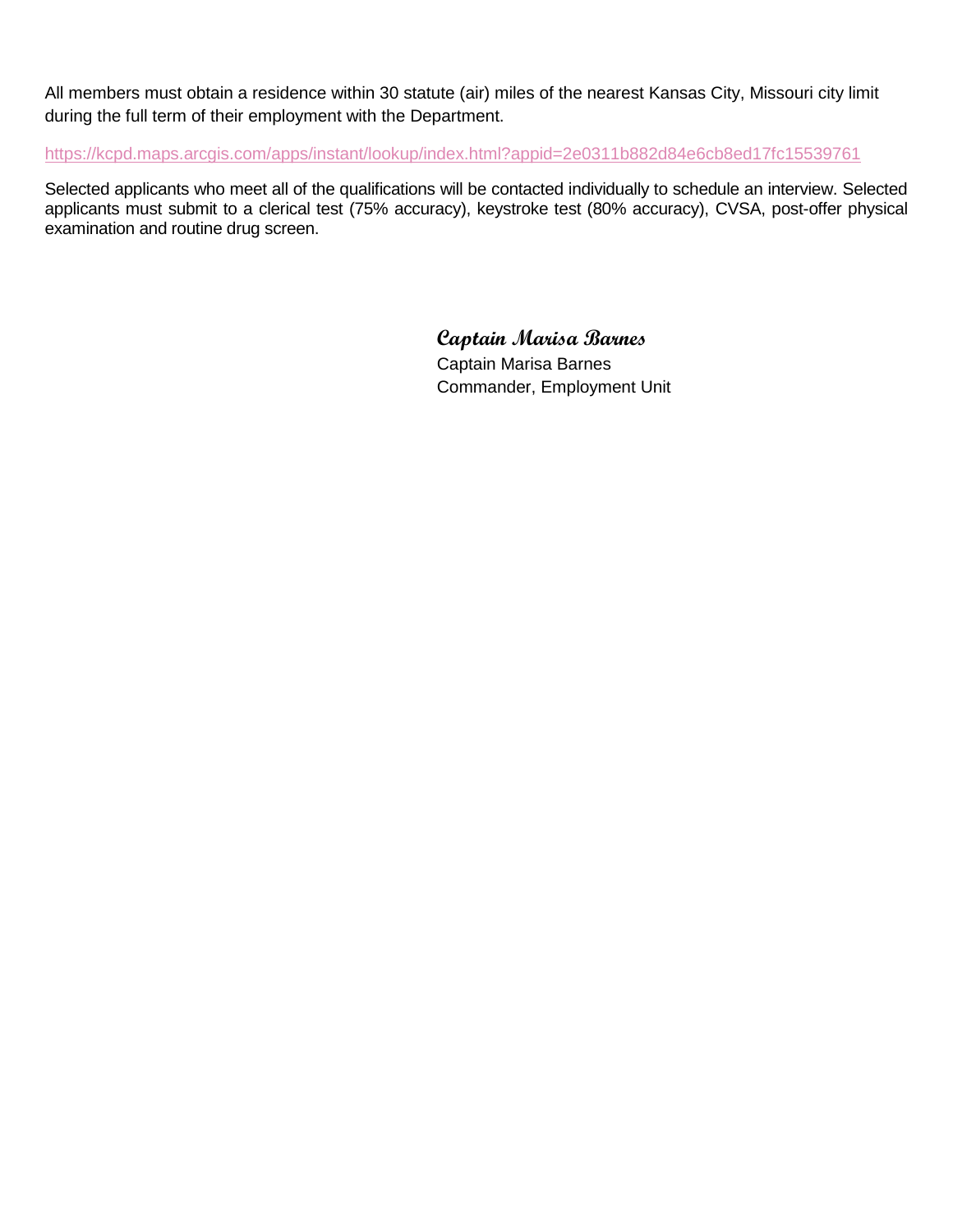All members must obtain a residence within 30 statute (air) miles of the nearest Kansas City, Missouri city limit during the full term of their employment with the Department.

https://kcpd.maps.arcgis.com/apps/instant/lookup/index.html?appid=2e0311b882d84e6cb8ed17fc15539761

Selected applicants who meet all of the qualifications will be contacted individually to schedule an interview. Selected applicants must submit to a clerical test (75% accuracy), keystroke test (80% accuracy), CVSA, post-offer physical examination and routine drug screen.

*Captain Marisa Barnes*
Captain Marisa Barnes
Commander, Employment Unit